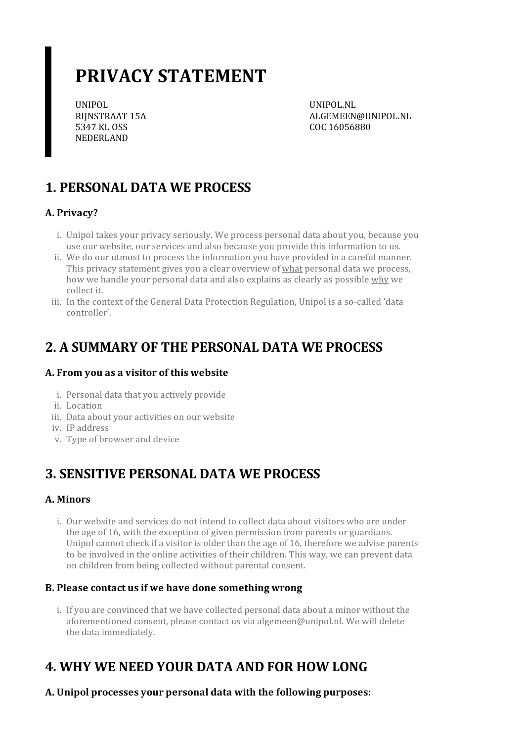# PRIVACY STATEMENT

UNIPOL
RIJNSTRAAT 15A
5347 KL OSS
NEDERLAND

UNIPOL.NL
ALGEMEEN@UNIPOL.NL
COC 16056880

## 1. PERSONAL DATA WE PROCESS

### A. Privacy?

i. Unipol takes your privacy seriously. We process personal data about you, because you use our website, our services and also because you provide this information to us.
ii. We do our utmost to process the information you have provided in a careful manner. This privacy statement gives you a clear overview of what personal data we process, how we handle your personal data and also explains as clearly as possible why we collect it.
iii. In the context of the General Data Protection Regulation, Unipol is a so-called 'data controller'.

## 2. A SUMMARY OF THE PERSONAL DATA WE PROCESS

### A. From you as a visitor of this website

i. Personal data that you actively provide
ii. Location
iii. Data about your activities on our website
iv. IP address
v. Type of browser and device

## 3. SENSITIVE PERSONAL DATA WE PROCESS

### A. Minors

i. Our website and services do not intend to collect data about visitors who are under the age of 16, with the exception of given permission from parents or guardians. Unipol cannot check if a visitor is older than the age of 16, therefore we advise parents to be involved in the online activities of their children. This way, we can prevent data on children from being collected without parental consent.

### B. Please contact us if we have done something wrong

i. If you are convinced that we have collected personal data about a minor without the aforementioned consent, please contact us via algemeen@unipol.nl. We will delete the data immediately.

## 4. WHY WE NEED YOUR DATA AND FOR HOW LONG

### A. Unipol processes your personal data with the following purposes: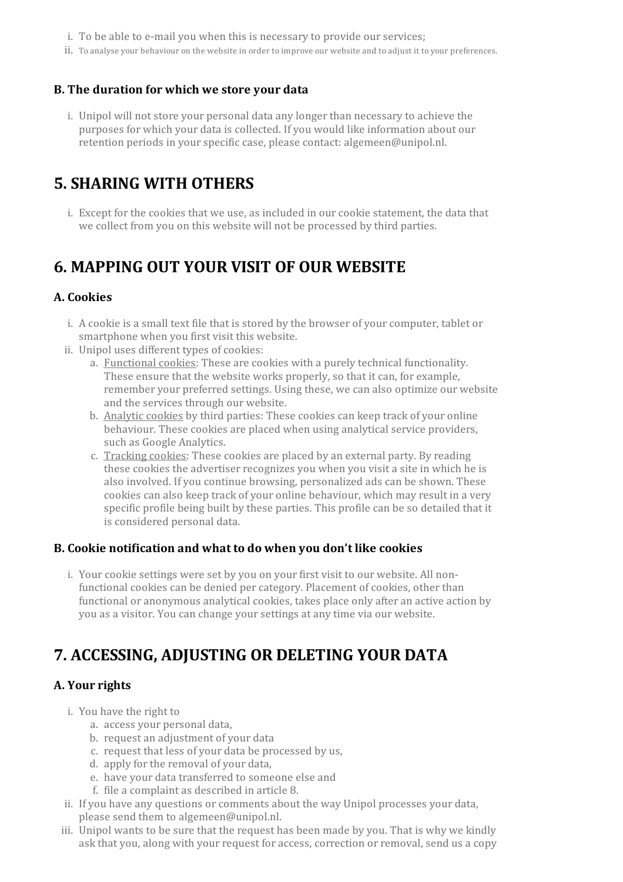i. To be able to e-mail you when this is necessary to provide our services;
ii. To analyse your behaviour on the website in order to improve our website and to adjust it to your preferences.

### B. The duration for which we store your data

i. Unipol will not store your personal data any longer than necessary to achieve the purposes for which your data is collected. If you would like information about our retention periods in your specific case, please contact: algemeen@unipol.nl.

## 5. SHARING WITH OTHERS

i. Except for the cookies that we use, as included in our cookie statement, the data that we collect from you on this website will not be processed by third parties.

## 6. MAPPING OUT YOUR VISIT OF OUR WEBSITE

### A. Cookies

i. A cookie is a small text file that is stored by the browser of your computer, tablet or smartphone when you first visit this website.
ii. Unipol uses different types of cookies:
   a. Functional cookies: These are cookies with a purely technical functionality. These ensure that the website works properly, so that it can, for example, remember your preferred settings. Using these, we can also optimize our website and the services through our website.
   b. Analytic cookies by third parties: These cookies can keep track of your online behaviour. These cookies are placed when using analytical service providers, such as Google Analytics.
   c. Tracking cookies: These cookies are placed by an external party. By reading these cookies the advertiser recognizes you when you visit a site in which he is also involved. If you continue browsing, personalized ads can be shown. These cookies can also keep track of your online behaviour, which may result in a very specific profile being built by these parties. This profile can be so detailed that it is considered personal data.

### B. Cookie notification and what to do when you don't like cookies

i. Your cookie settings were set by you on your first visit to our website. All non-functional cookies can be denied per category. Placement of cookies, other than functional or anonymous analytical cookies, takes place only after an active action by you as a visitor. You can change your settings at any time via our website.

## 7. ACCESSING, ADJUSTING OR DELETING YOUR DATA

### A. Your rights

i. You have the right to
   a. access your personal data,
   b. request an adjustment of your data
   c. request that less of your data be processed by us,
   d. apply for the removal of your data,
   e. have your data transferred to someone else and
   f. file a complaint as described in article 8.
ii. If you have any questions or comments about the way Unipol processes your data, please send them to algemeen@unipol.nl.
iii. Unipol wants to be sure that the request has been made by you. That is why we kindly ask that you, along with your request for access, correction or removal, send us a copy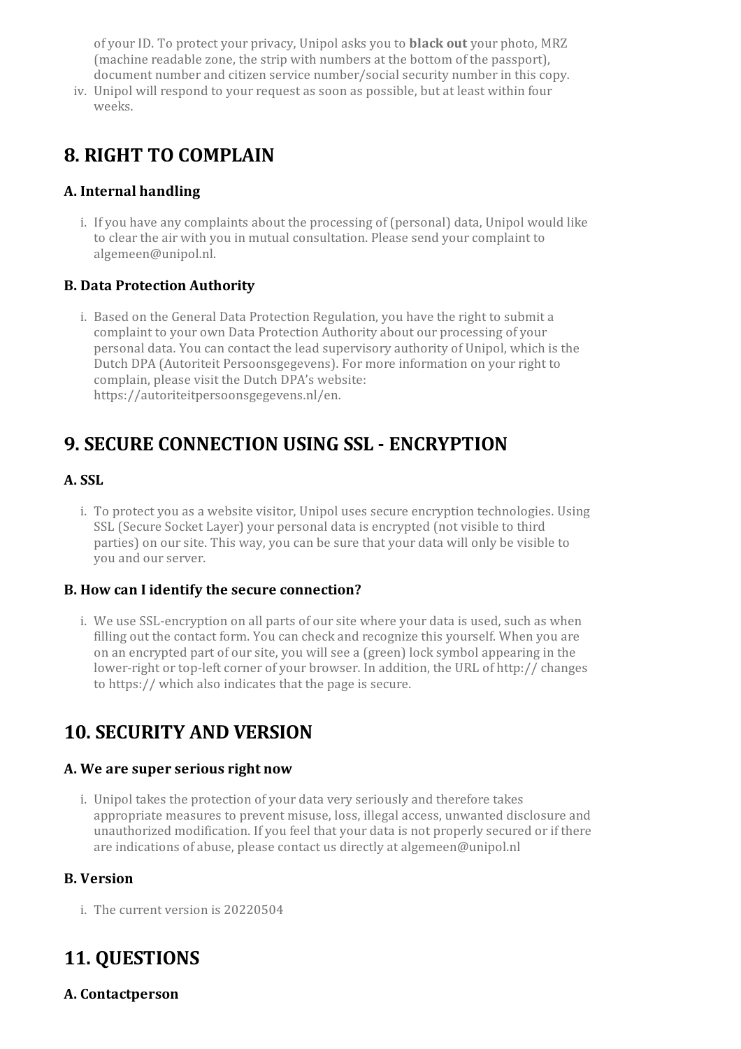of your ID. To protect your privacy, Unipol asks you to **black out** your photo, MRZ (machine readable zone, the strip with numbers at the bottom of the passport), document number and citizen service number/social security number in this copy.

iv. Unipol will respond to your request as soon as possible, but at least within four weeks.

## 8. RIGHT TO COMPLAIN

### A. Internal handling

i. If you have any complaints about the processing of (personal) data, Unipol would like to clear the air with you in mutual consultation. Please send your complaint to algemeen@unipol.nl.

### B. Data Protection Authority

i. Based on the General Data Protection Regulation, you have the right to submit a complaint to your own Data Protection Authority about our processing of your personal data. You can contact the lead supervisory authority of Unipol, which is the Dutch DPA (Autoriteit Persoonsgegevens). For more information on your right to complain, please visit the Dutch DPA's website: https://autoriteitpersoonsgegevens.nl/en.

## 9. SECURE CONNECTION USING SSL - ENCRYPTION

### A. SSL

i. To protect you as a website visitor, Unipol uses secure encryption technologies. Using SSL (Secure Socket Layer) your personal data is encrypted (not visible to third parties) on our site. This way, you can be sure that your data will only be visible to you and our server.

### B. How can I identify the secure connection?

i. We use SSL-encryption on all parts of our site where your data is used, such as when filling out the contact form. You can check and recognize this yourself. When you are on an encrypted part of our site, you will see a (green) lock symbol appearing in the lower-right or top-left corner of your browser. In addition, the URL of http:// changes to https:// which also indicates that the page is secure.

## 10. SECURITY AND VERSION

### A. We are super serious right now

i. Unipol takes the protection of your data very seriously and therefore takes appropriate measures to prevent misuse, loss, illegal access, unwanted disclosure and unauthorized modification. If you feel that your data is not properly secured or if there are indications of abuse, please contact us directly at algemeen@unipol.nl

### B. Version

i. The current version is 20220504

## 11. QUESTIONS

### A. Contactperson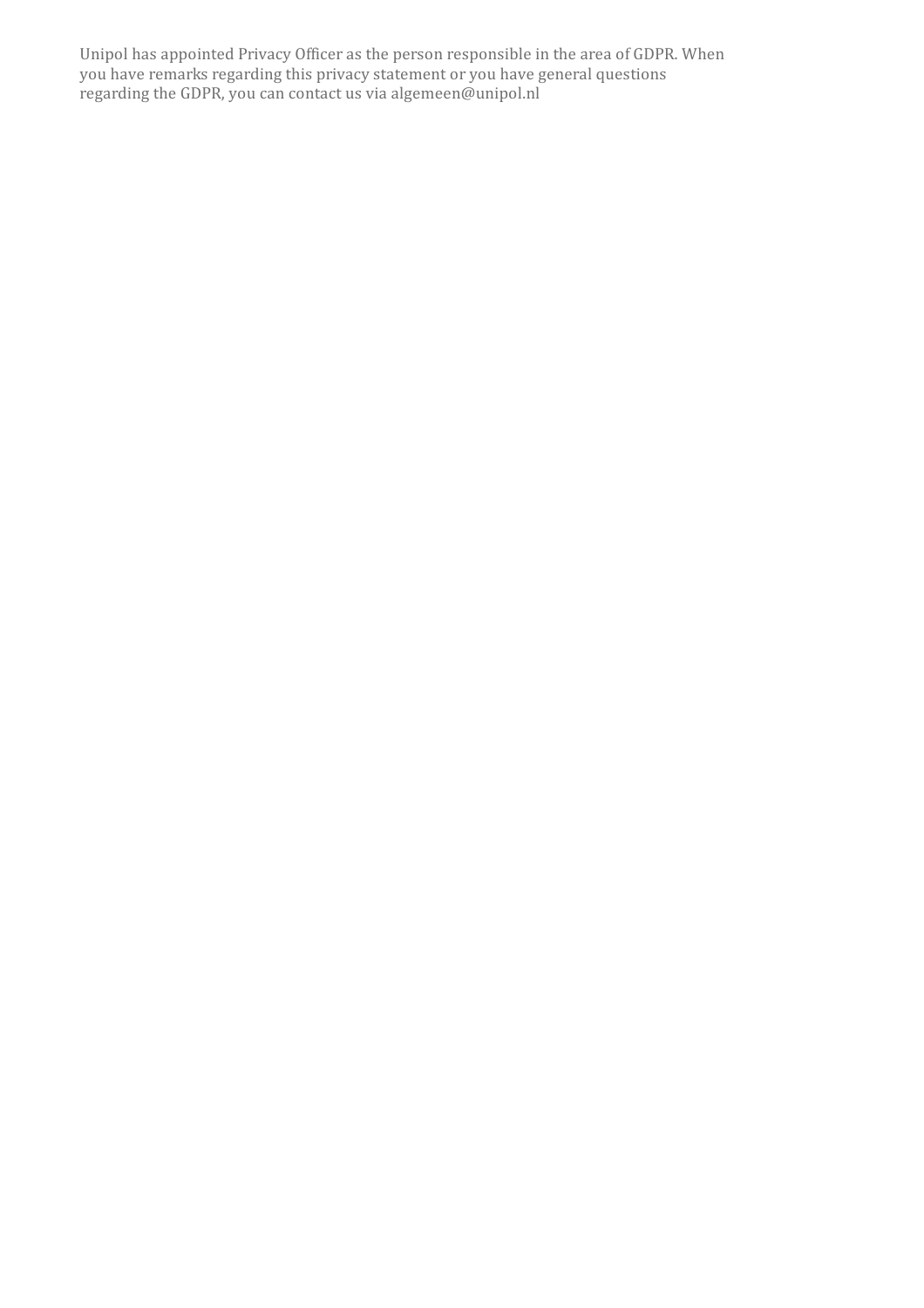Unipol has appointed Privacy Officer as the person responsible in the area of GDPR. When you have remarks regarding this privacy statement or you have general questions regarding the GDPR, you can contact us via algemeen@unipol.nl